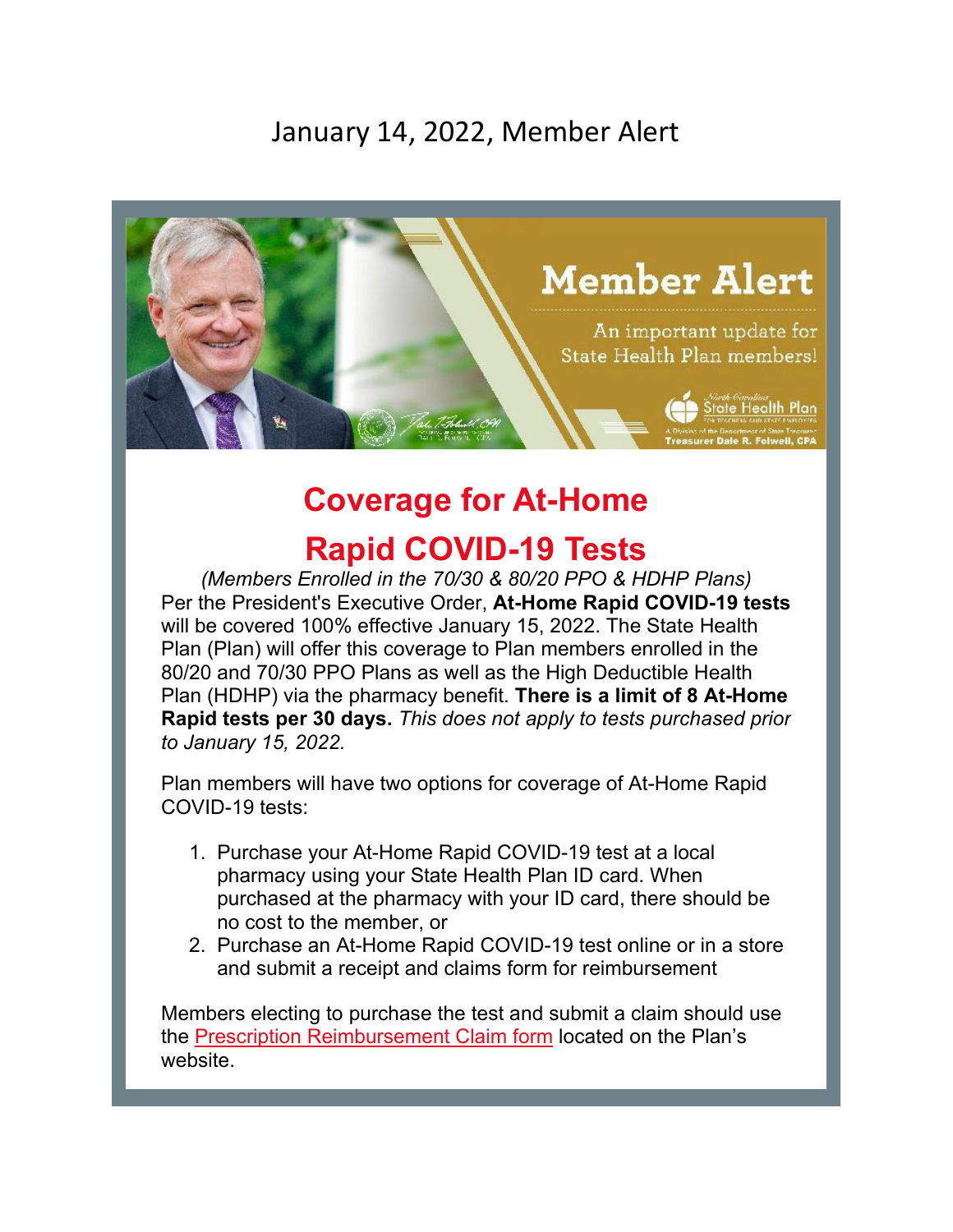January 14, 2022, Member Alert

# Coverage for At-Home Rapid COVID-19 Tests

*(Members Enrolled in the 70/30 & 80/20 PPO & HDHP Plans)*

Per the President's Executive Order, **At-Home Rapid COVID-19 tests** will be covered 100% effective January 15, 2022. The State Health Plan (Plan) will offer this coverage to Plan members enrolled in the 80/20 and 70/30 PPO Plans as well as the High Deductible Health Plan (HDHP) via the pharmacy benefit. **There is a limit of 8 At-Home Rapid tests per 30 days.** *This does not apply to tests purchased prior to January 15, 2022.*

Plan members will have two options for coverage of At-Home Rapid COVID-19 tests:

1. Purchase your At-Home Rapid COVID-19 test at a local pharmacy using your State Health Plan ID card. When purchased at the pharmacy with your ID card, there should be no cost to the member, or
2. Purchase an At-Home Rapid COVID-19 test online or in a store and submit a receipt and claims form for reimbursement

Members electing to purchase the test and submit a claim should use the Prescription Reimbursement Claim form located on the Plan's website.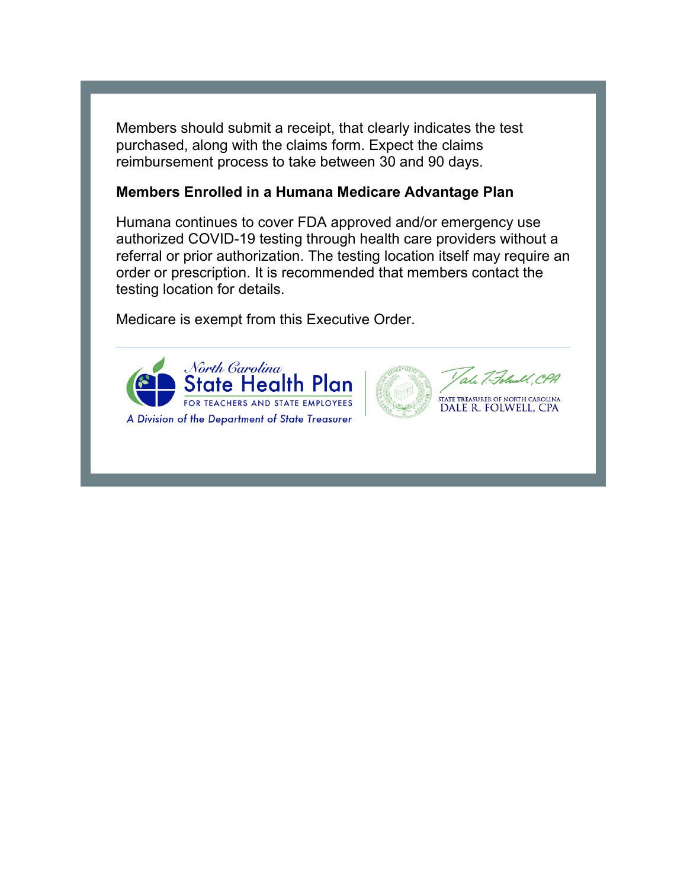Members should submit a receipt, that clearly indicates the test purchased, along with the claims form. Expect the claims reimbursement process to take between 30 and 90 days.

**Members Enrolled in a Humana Medicare Advantage Plan**

Humana continues to cover FDA approved and/or emergency use authorized COVID-19 testing through health care providers without a referral or prior authorization. The testing location itself may require an order or prescription. It is recommended that members contact the testing location for details.

Medicare is exempt from this Executive Order.

---

North Carolina State Health Plan FOR TEACHERS AND STATE EMPLOYEES

A Division of the Department of State Treasurer

Dale R. Folwell, CPA

STATE TREASURER OF NORTH CAROLINA

DALE R. FOLWELL, CPA